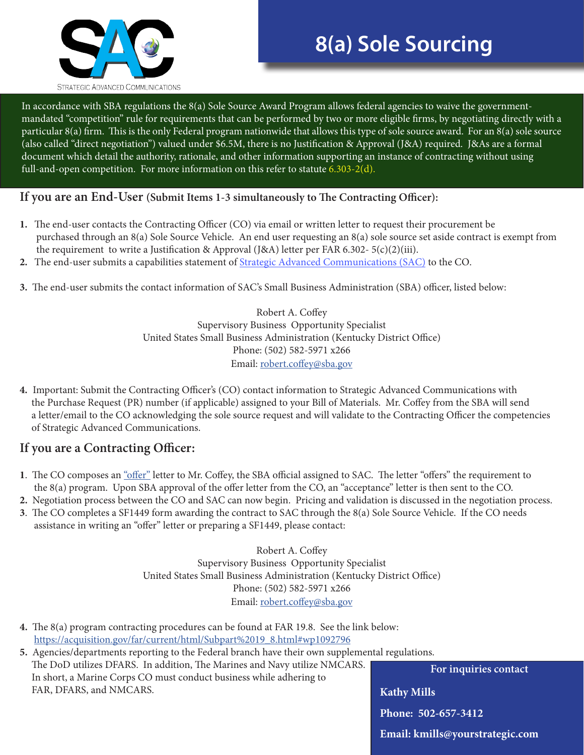STRATEGIC ADVANCED COMMUNICATIONS

# 8(a) Sole Sourcing

In accordance with SBA regulations the 8(a) Sole Source Award Program allows federal agencies to waive the government-mandated "competition" rule for requirements that can be performed by two or more eligible firms, by negotiating directly with a particular 8(a) firm. This is the only Federal program nationwide that allows this type of sole source award. For an 8(a) sole source (also called "direct negotiation") valued under $6.5M, there is no Justification & Approval (J&A) required. J&As are a formal document which detail the authority, rationale, and other information supporting an instance of contracting without using full-and-open competition. For more information on this refer to statute 6.303-2(d).

## If you are an End-User (Submit Items 1-3 simultaneously to The Contracting Officer):

1. The end-user contacts the Contracting Officer (CO) via email or written letter to request their procurement be purchased through an 8(a) Sole Source Vehicle. An end user requesting an 8(a) sole source set aside contract is exempt from the requirement to write a Justification & Approval (J&A) letter per FAR 6.302- 5(c)(2)(iii).
2. The end-user submits a capabilities statement of Strategic Advanced Communications (SAC) to the CO.
3. The end-user submits the contact information of SAC's Small Business Administration (SBA) officer, listed below:

   Robert A. Coffey
   Supervisory Business Opportunity Specialist
   United States Small Business Administration (Kentucky District Office)
   Phone: (502) 582-5971 x266
   Email: robert.coffey@sba.gov

4. Important: Submit the Contracting Officer's (CO) contact information to Strategic Advanced Communications with the Purchase Request (PR) number (if applicable) assigned to your Bill of Materials. Mr. Coffey from the SBA will send a letter/email to the CO acknowledging the sole source request and will validate to the Contracting Officer the competencies of Strategic Advanced Communications.

## If you are a Contracting Officer:

1. The CO composes an "offer" letter to Mr. Coffey, the SBA official assigned to SAC. The letter "offers" the requirement to the 8(a) program. Upon SBA approval of the offer letter from the CO, an "acceptance" letter is then sent to the CO.
2. Negotiation process between the CO and SAC can now begin. Pricing and validation is discussed in the negotiation process.
3. The CO completes a SF1449 form awarding the contract to SAC through the 8(a) Sole Source Vehicle. If the CO needs assistance in writing an "offer" letter or preparing a SF1449, please contact:

   Robert A. Coffey
   Supervisory Business Opportunity Specialist
   United States Small Business Administration (Kentucky District Office)
   Phone: (502) 582-5971 x266
   Email: robert.coffey@sba.gov

4. The 8(a) program contracting procedures can be found at FAR 19.8. See the link below:
   https://acquisition.gov/far/current/html/Subpart%2019_8.html#wp1092796
5. Agencies/departments reporting to the Federal branch have their own supplemental regulations. The DoD utilizes DFARS. In addition, The Marines and Navy utilize NMCARS. In short, a Marine Corps CO must conduct business while adhering to FAR, DFARS, and NMCARS.

**For inquiries contact**

**Kathy Mills**

**Phone: 502-657-3412**

**Email: kmills@yourstrategic.com**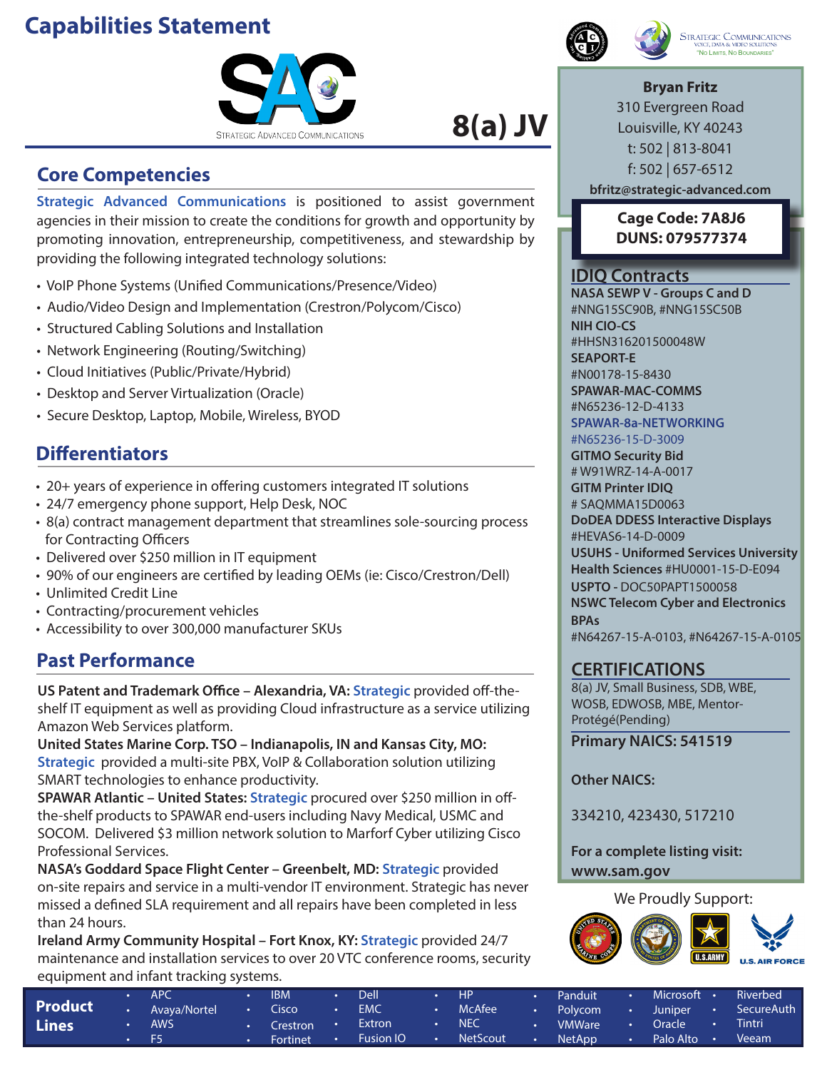# Capabilities Statement

STRATEGIC ADVANCED COMMUNICATIONS

# 8(a) JV

STRATEGIC COMMUNICATIONS
VOICE, DATA & VIDEO SOLUTIONS
"NO LIMITS, NO BOUNDARIES"

**Bryan Fritz**
310 Evergreen Road
Louisville, KY 40243
t: 502 | 813-8041
f: 502 | 657-6512
**bfritz@strategic-advanced.com**

**Cage Code: 7A8J6**
**DUNS: 079577374**

## Core Competences

**Strategic Advanced Communications** is positioned to assist government agencies in their mission to create the conditions for growth and opportunity by promoting innovation, entrepreneurship, competitiveness, and stewardship by providing the following integrated technology solutions:

- VoIP Phone Systems (Unified Communications/Presence/Video)
- Audio/Video Design and Implementation (Crestron/Polycom/Cisco)
- Structured Cabling Solutions and Installation
- Network Engineering (Routing/Switching)
- Cloud Initiatives (Public/Private/Hybrid)
- Desktop and Server Virtualization (Oracle)
- Secure Desktop, Laptop, Mobile, Wireless, BYOD

## Differentiators

- 20+ years of experience in offering customers integrated IT solutions
- 24/7 emergency phone support, Help Desk, NOC
- 8(a) contract management department that streamlines sole-sourcing process for Contracting Officers
- Delivered over $250 million in IT equipment
- 90% of our engineers are certified by leading OEMs (ie: Cisco/Crestron/Dell)
- Unlimited Credit Line
- Contracting/procurement vehicles
- Accessibility to over 300,000 manufacturer SKUs

## Past Performance

**US Patent and Trademark Office – Alexandria, VA:** **Strategic** provided off-the-shelf IT equipment as well as providing Cloud infrastructure as a service utilizing Amazon Web Services platform.

**United States Marine Corp. TSO – Indianapolis, IN and Kansas City, MO:** **Strategic** provided a multi-site PBX, VoIP & Collaboration solution utilizing SMART technologies to enhance productivity.

**SPAWAR Atlantic – United States:** **Strategic** procured over $250 million in off-the-shelf products to SPAWAR end-users including Navy Medical, USMC and SOCOM. Delivered $3 million network solution to Marforf Cyber utilizing Cisco Professional Services.

**NASA's Goddard Space Flight Center – Greenbelt, MD:** **Strategic** provided on-site repairs and service in a multi-vendor IT environment. Strategic has never missed a defined SLA requirement and all repairs have been completed in less than 24 hours.

**Ireland Army Community Hospital – Fort Knox, KY:** **Strategic** provided 24/7 maintenance and installation services to over 20 VTC conference rooms, security equipment and infant tracking systems.

## IDIQ Contracts

**NASA SEWP V - Groups C and D**
#NNG15SC90B, #NNG15SC50B
**NIH CIO-CS**
#HHSN316201500048W
**SEAPORT-E**
#N00178-15-8430
**SPAWAR-MAC-COMMS**
#N65236-12-D-4133
**SPAWAR-8a-NETWORKING**
#N65236-15-D-3009
**GITMO Security Bid**
# W91WRZ-14-A-0017
**GITM Printer IDIQ**
# SAQMMA15D0063
**DoDEA DDESS Interactive Displays**
#HEVAS6-14-D-0009
**USUHS - Uniformed Services University Health Sciences** #HU0001-15-D-E094
**USPTO -** DOC50PAPT1500058
**NSWC Telecom Cyber and Electronics BPAs**
#N64267-15-A-0103, #N64267-15-A-0105

## CERTIFICATIONS

8(a) JV, Small Business, SDB, WBE, WOSB, EDWOSB, MBE, Mentor-Protégé(Pending)

**Primary NAICS: 541519**

**Other NAICS:**

334210, 423430, 517210

**For a complete listing visit: www.sam.gov**

We Proudly Support:

U.S. ARMY
U.S. AIR FORCE

**Product Lines**

- APC
- Avaya/Nortel
- AWS
- F5
- IBM
- Cisco
- Crestron
- Fortinet
- Dell
- EMC
- Extron
- Fusion IO
- HP
- McAfee
- NEC
- NetScout
- Panduit
- Polycom
- VMWare
- NetApp
- Microsoft
- Juniper
- Oracle
- Palo Alto
- Riverbed
- SecureAuth
- Tintri
- Veeam